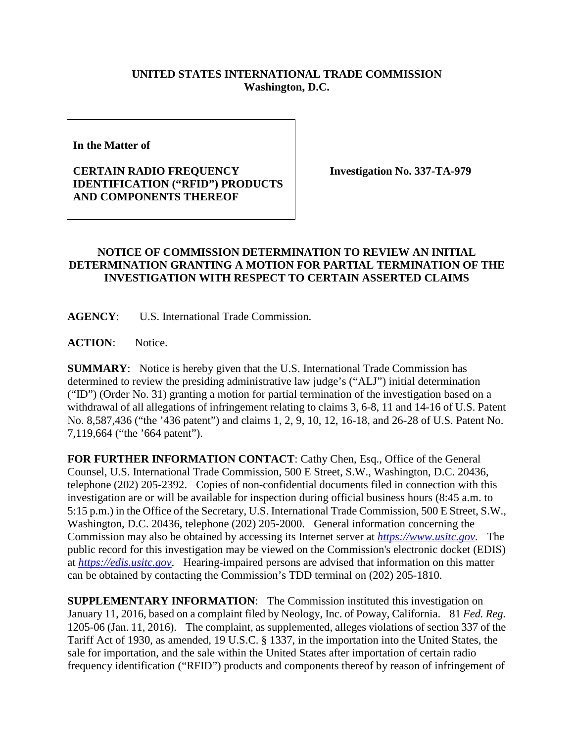**UNITED STATES INTERNATIONAL TRADE COMMISSION**
**Washington, D.C.**

| | |
|---|---|
| **In the Matter of**<br><br>**CERTAIN RADIO FREQUENCY IDENTIFICATION ("RFID") PRODUCTS AND COMPONENTS THEREOF** | **Investigation No. 337-TA-979** |

**NOTICE OF COMMISSION DETERMINATION TO REVIEW AN INITIAL DETERMINATION GRANTING A MOTION FOR PARTIAL TERMINATION OF THE INVESTIGATION WITH RESPECT TO CERTAIN ASSERTED CLAIMS**

**AGENCY**: U.S. International Trade Commission.

**ACTION**: Notice.

**SUMMARY**: Notice is hereby given that the U.S. International Trade Commission has determined to review the presiding administrative law judge's ("ALJ") initial determination ("ID") (Order No. 31) granting a motion for partial termination of the investigation based on a withdrawal of all allegations of infringement relating to claims 3, 6-8, 11 and 14-16 of U.S. Patent No. 8,587,436 ("the '436 patent") and claims 1, 2, 9, 10, 12, 16-18, and 26-28 of U.S. Patent No. 7,119,664 ("the '664 patent").

**FOR FURTHER INFORMATION CONTACT**: Cathy Chen, Esq., Office of the General Counsel, U.S. International Trade Commission, 500 E Street, S.W., Washington, D.C. 20436, telephone (202) 205-2392. Copies of non-confidential documents filed in connection with this investigation are or will be available for inspection during official business hours (8:45 a.m. to 5:15 p.m.) in the Office of the Secretary, U.S. International Trade Commission, 500 E Street, S.W., Washington, D.C. 20436, telephone (202) 205-2000. General information concerning the Commission may also be obtained by accessing its Internet server at *https://www.usitc.gov*. The public record for this investigation may be viewed on the Commission's electronic docket (EDIS) at *https://edis.usitc.gov*. Hearing-impaired persons are advised that information on this matter can be obtained by contacting the Commission's TDD terminal on (202) 205-1810.

**SUPPLEMENTARY INFORMATION**: The Commission instituted this investigation on January 11, 2016, based on a complaint filed by Neology, Inc. of Poway, California. 81 *Fed. Reg.* 1205-06 (Jan. 11, 2016). The complaint, as supplemented, alleges violations of section 337 of the Tariff Act of 1930, as amended, 19 U.S.C. § 1337, in the importation into the United States, the sale for importation, and the sale within the United States after importation of certain radio frequency identification ("RFID") products and components thereof by reason of infringement of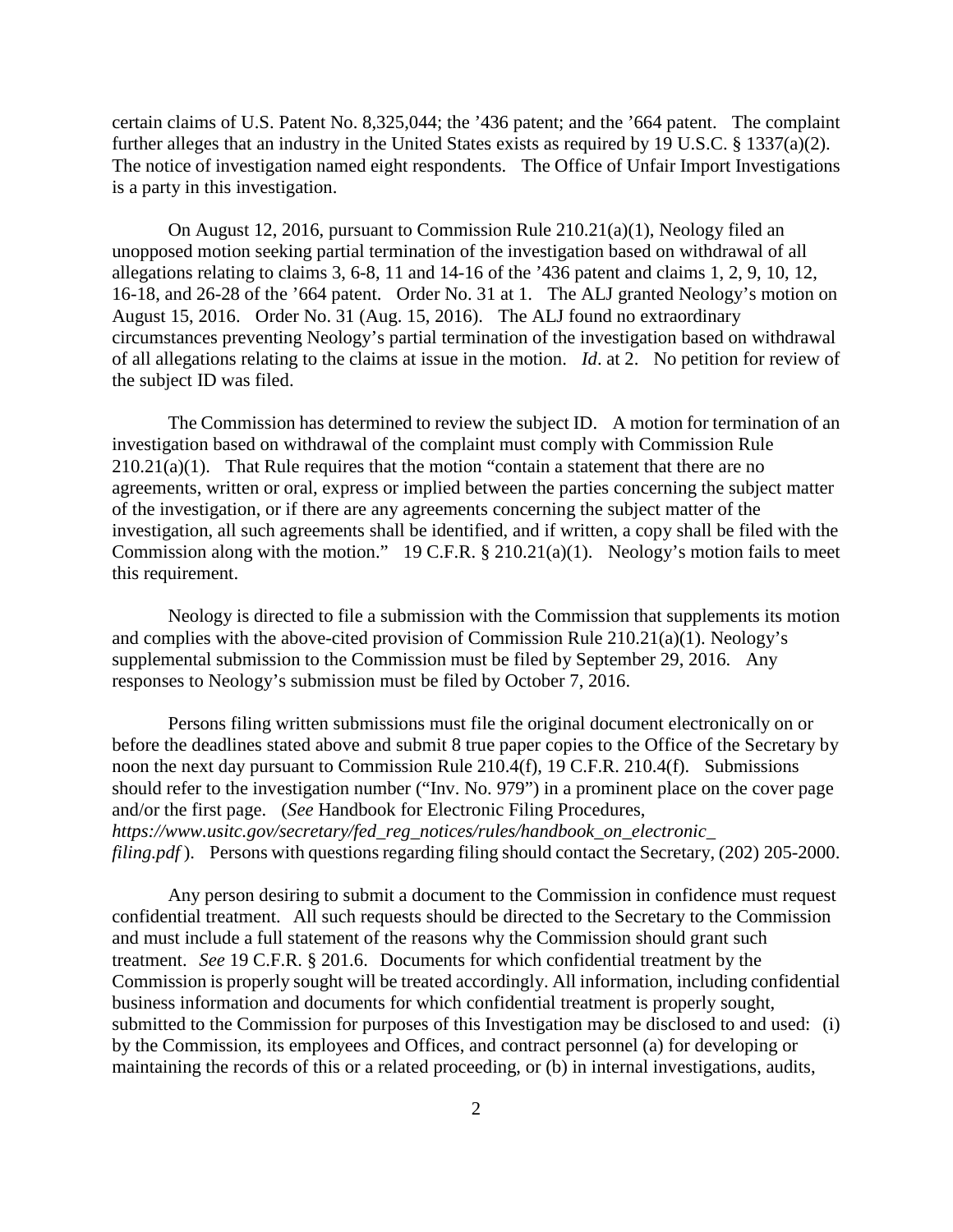certain claims of U.S. Patent No. 8,325,044; the '436 patent; and the '664 patent. The complaint further alleges that an industry in the United States exists as required by 19 U.S.C. § 1337(a)(2). The notice of investigation named eight respondents. The Office of Unfair Import Investigations is a party in this investigation.

On August 12, 2016, pursuant to Commission Rule 210.21(a)(1), Neology filed an unopposed motion seeking partial termination of the investigation based on withdrawal of all allegations relating to claims 3, 6-8, 11 and 14-16 of the '436 patent and claims 1, 2, 9, 10, 12, 16-18, and 26-28 of the '664 patent. Order No. 31 at 1. The ALJ granted Neology's motion on August 15, 2016. Order No. 31 (Aug. 15, 2016). The ALJ found no extraordinary circumstances preventing Neology's partial termination of the investigation based on withdrawal of all allegations relating to the claims at issue in the motion. *Id*. at 2. No petition for review of the subject ID was filed.

The Commission has determined to review the subject ID. A motion for termination of an investigation based on withdrawal of the complaint must comply with Commission Rule 210.21(a)(1). That Rule requires that the motion "contain a statement that there are no agreements, written or oral, express or implied between the parties concerning the subject matter of the investigation, or if there are any agreements concerning the subject matter of the investigation, all such agreements shall be identified, and if written, a copy shall be filed with the Commission along with the motion." 19 C.F.R. § 210.21(a)(1). Neology's motion fails to meet this requirement.

Neology is directed to file a submission with the Commission that supplements its motion and complies with the above-cited provision of Commission Rule 210.21(a)(1). Neology's supplemental submission to the Commission must be filed by September 29, 2016. Any responses to Neology's submission must be filed by October 7, 2016.

Persons filing written submissions must file the original document electronically on or before the deadlines stated above and submit 8 true paper copies to the Office of the Secretary by noon the next day pursuant to Commission Rule 210.4(f), 19 C.F.R. 210.4(f). Submissions should refer to the investigation number ("Inv. No. 979") in a prominent place on the cover page and/or the first page. (*See* Handbook for Electronic Filing Procedures, *https://www.usitc.gov/secretary/fed_reg_notices/rules/handbook_on_electronic_filing.pdf*). Persons with questions regarding filing should contact the Secretary, (202) 205-2000.

Any person desiring to submit a document to the Commission in confidence must request confidential treatment. All such requests should be directed to the Secretary to the Commission and must include a full statement of the reasons why the Commission should grant such treatment. *See* 19 C.F.R. § 201.6. Documents for which confidential treatment by the Commission is properly sought will be treated accordingly. All information, including confidential business information and documents for which confidential treatment is properly sought, submitted to the Commission for purposes of this Investigation may be disclosed to and used: (i) by the Commission, its employees and Offices, and contract personnel (a) for developing or maintaining the records of this or a related proceeding, or (b) in internal investigations, audits,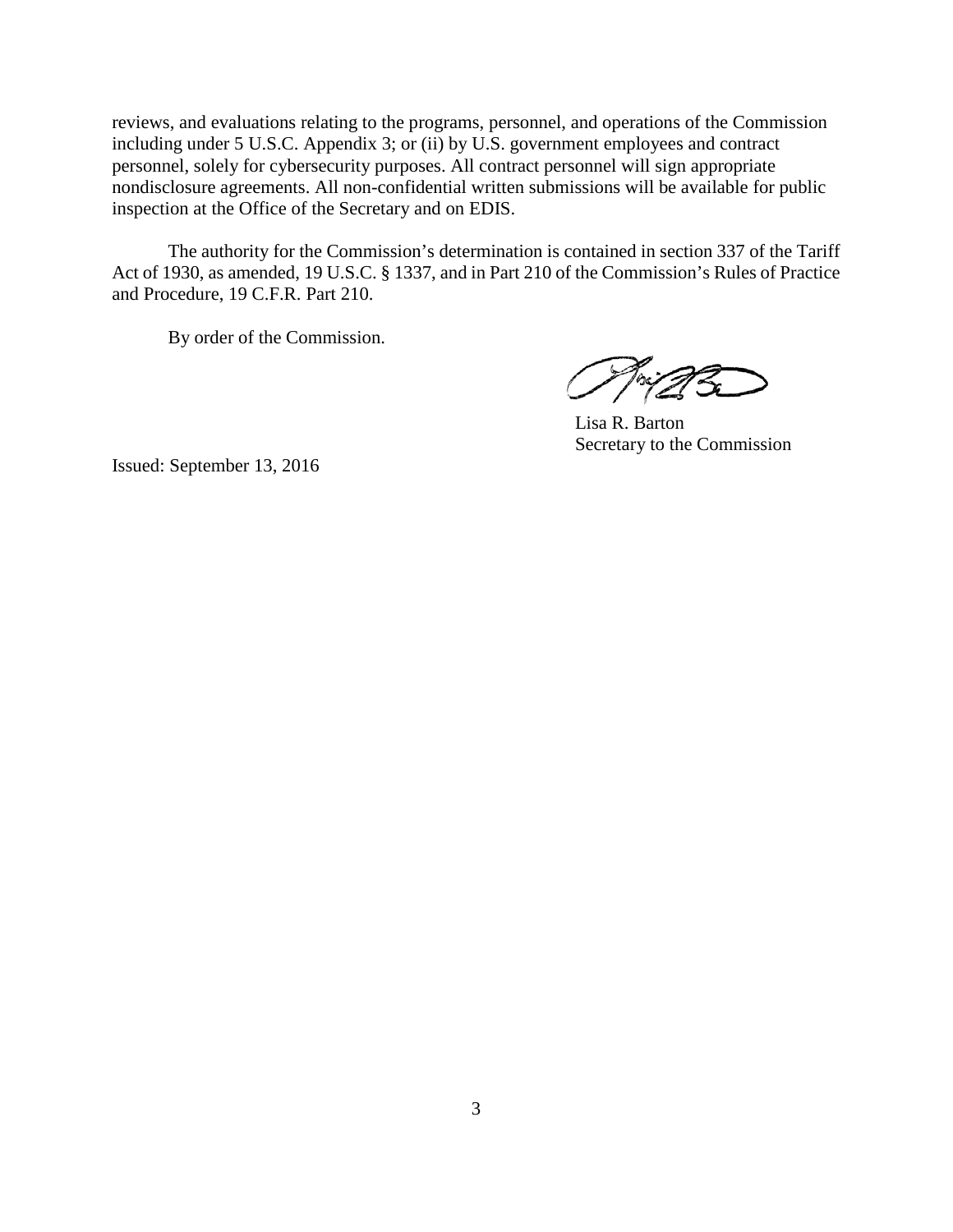reviews, and evaluations relating to the programs, personnel, and operations of the Commission including under 5 U.S.C. Appendix 3; or (ii) by U.S. government employees and contract personnel, solely for cybersecurity purposes. All contract personnel will sign appropriate nondisclosure agreements. All non-confidential written submissions will be available for public inspection at the Office of the Secretary and on EDIS.

The authority for the Commission's determination is contained in section 337 of the Tariff Act of 1930, as amended, 19 U.S.C. § 1337, and in Part 210 of the Commission's Rules of Practice and Procedure, 19 C.F.R. Part 210.

By order of the Commission.

Lisa R. Barton
Secretary to the Commission

Issued: September 13, 2016